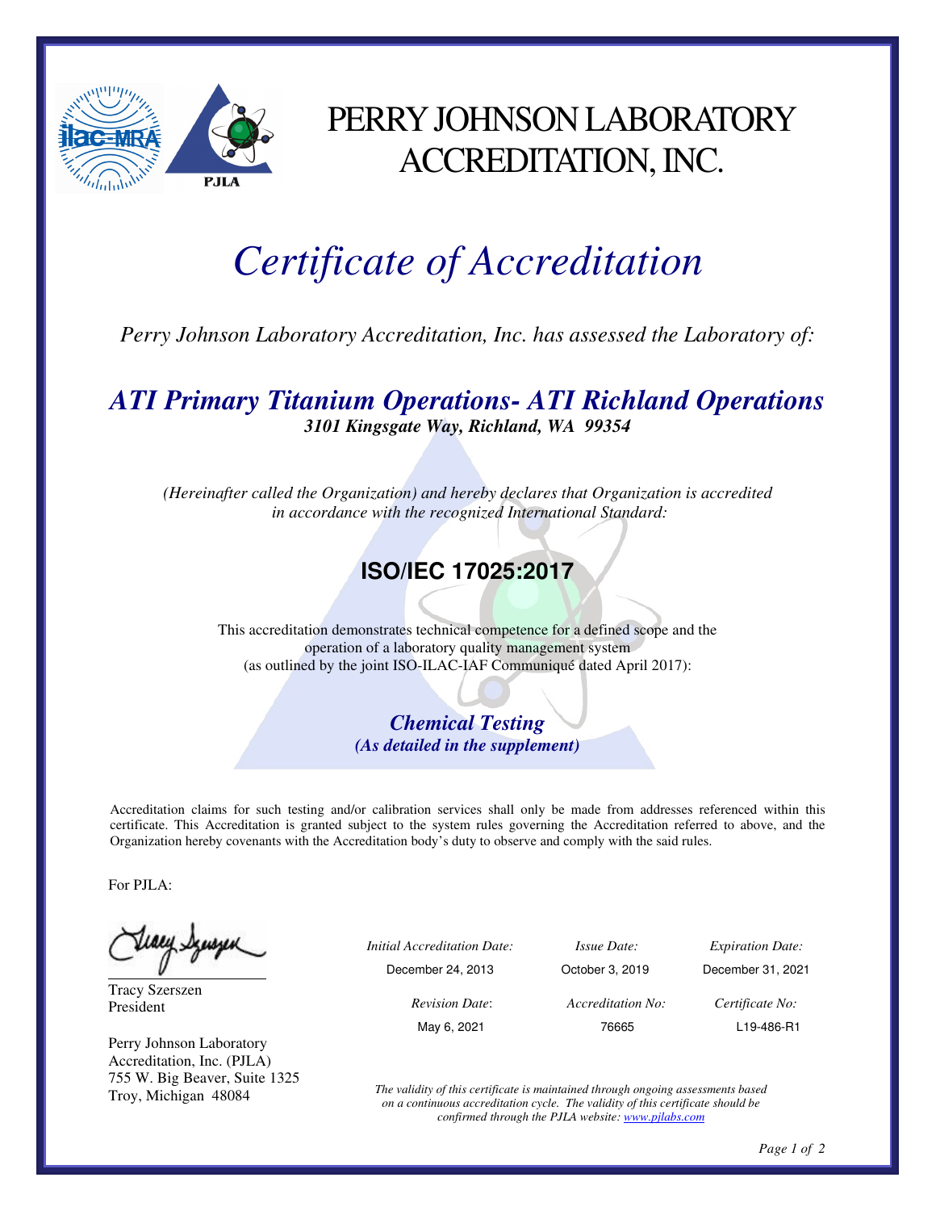# PERRY JOHNSON LABORATORY ACCREDITATION, INC.

# *Certificate of Accreditation*

*Perry Johnson Laboratory Accreditation, Inc. has assessed the Laboratory of:*

## ***ATI Primary Titanium Operations- ATI Richland Operations***

***3101 Kingsgate Way, Richland, WA 99354***

*(Hereinafter called the Organization) and hereby declares that Organization is accredited in accordance with the recognized International Standard:*

## **ISO/IEC 17025:2017**

This accreditation demonstrates technical competence for a defined scope and the operation of a laboratory quality management system (as outlined by the joint ISO-ILAC-IAF Communiqué dated April 2017):

***Chemical Testing***
***(As detailed in the supplement)***

Accreditation claims for such testing and/or calibration services shall only be made from addresses referenced within this certificate. This Accreditation is granted subject to the system rules governing the Accreditation referred to above, and the Organization hereby covenants with the Accreditation body's duty to observe and comply with the said rules.

For PJLA:

Tracy Szerszen
President

Perry Johnson Laboratory Accreditation, Inc. (PJLA)
755 W. Big Beaver, Suite 1325
Troy, Michigan 48084

| *Initial Accreditation Date:* | *Issue Date:* | *Expiration Date:* |
|---|---|---|
| December 24, 2013 | October 3, 2019 | December 31, 2021 |
| *Revision Date:* | *Accreditation No:* | *Certificate No:* |
| May 6, 2021 | 76665 | L19-486-R1 |

*The validity of this certificate is maintained through ongoing assessments based on a continuous accreditation cycle. The validity of this certificate should be confirmed through the PJLA website: www.pjlabs.com*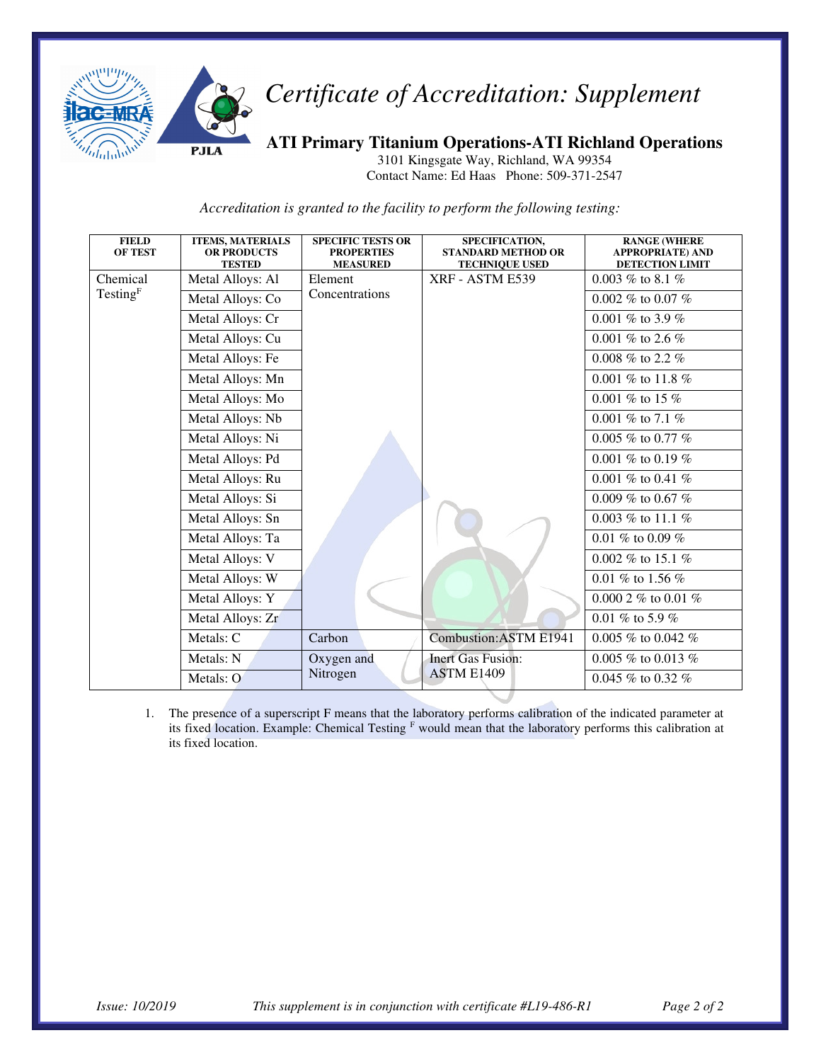# *Certificate of Accreditation: Supplement*

## ATI Primary Titanium Operations-ATI Richland Operations

3101 Kingsgate Way, Richland, WA 99354
Contact Name: Ed Haas Phone: 509-371-2547

*Accreditation is granted to the facility to perform the following testing:*

| FIELD OF TEST | ITEMS, MATERIALS OR PRODUCTS TESTED | SPECIFIC TESTS OR PROPERTIES MEASURED | SPECIFICATION, STANDARD METHOD OR TECHNIQUE USED | RANGE (WHERE APPROPRIATE) AND DETECTION LIMIT |
|---|---|---|---|---|
| Chemical Testing[F] | Metal Alloys: Al | Element Concentrations | XRF - ASTM E539 | 0.003 % to 8.1 % |
| | Metal Alloys: Co | | | 0.002 % to 0.07 % |
| | Metal Alloys: Cr | | | 0.001 % to 3.9 % |
| | Metal Alloys: Cu | | | 0.001 % to 2.6 % |
| | Metal Alloys: Fe | | | 0.008 % to 2.2 % |
| | Metal Alloys: Mn | | | 0.001 % to 11.8 % |
| | Metal Alloys: Mo | | | 0.001 % to 15 % |
| | Metal Alloys: Nb | | | 0.001 % to 7.1 % |
| | Metal Alloys: Ni | | | 0.005 % to 0.77 % |
| | Metal Alloys: Pd | | | 0.001 % to 0.19 % |
| | Metal Alloys: Ru | | | 0.001 % to 0.41 % |
| | Metal Alloys: Si | | | 0.009 % to 0.67 % |
| | Metal Alloys: Sn | | | 0.003 % to 11.1 % |
| | Metal Alloys: Ta | | | 0.01 % to 0.09 % |
| | Metal Alloys: V | | | 0.002 % to 15.1 % |
| | Metal Alloys: W | | | 0.01 % to 1.56 % |
| | Metal Alloys: Y | | | 0.000 2 % to 0.01 % |
| | Metal Alloys: Zr | | | 0.01 % to 5.9 % |
| | Metals: C | Carbon | Combustion:ASTM E1941 | 0.005 % to 0.042 % |
| | Metals: N | Oxygen and Nitrogen | Inert Gas Fusion: ASTM E1409 | 0.005 % to 0.013 % |
| | Metals: O | | | 0.045 % to 0.32 % |

1. The presence of a superscript F means that the laboratory performs calibration of the indicated parameter at its fixed location. Example: Chemical Testing [F] would mean that the laboratory performs this calibration at its fixed location.

*Issue: 10/2019* *This supplement is in conjunction with certificate #L19-486-R1*